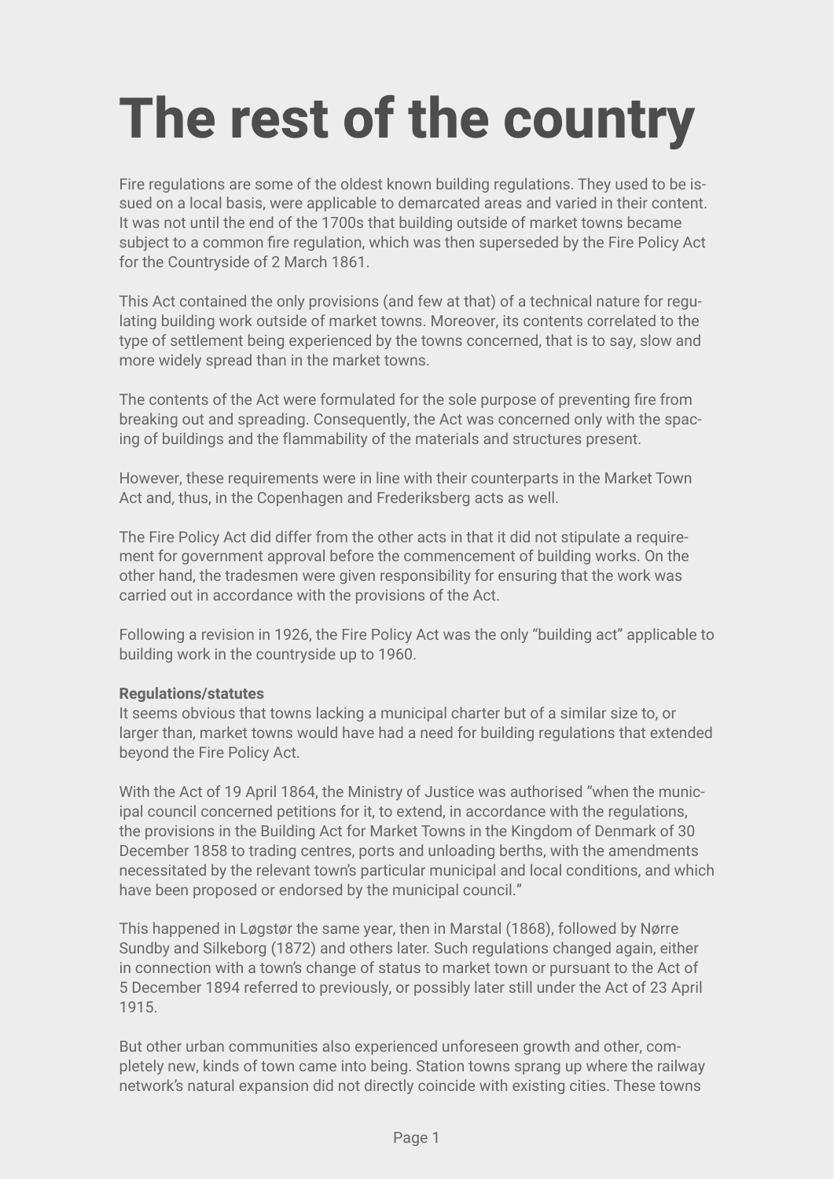# The rest of the country

Fire regulations are some of the oldest known building regulations. They used to be issued on a local basis, were applicable to demarcated areas and varied in their content. It was not until the end of the 1700s that building outside of market towns became subject to a common fire regulation, which was then superseded by the Fire Policy Act for the Countryside of 2 March 1861.

This Act contained the only provisions (and few at that) of a technical nature for regulating building work outside of market towns. Moreover, its contents correlated to the type of settlement being experienced by the towns concerned, that is to say, slow and more widely spread than in the market towns.

The contents of the Act were formulated for the sole purpose of preventing fire from breaking out and spreading. Consequently, the Act was concerned only with the spacing of buildings and the flammability of the materials and structures present.

However, these requirements were in line with their counterparts in the Market Town Act and, thus, in the Copenhagen and Frederiksberg acts as well.

The Fire Policy Act did differ from the other acts in that it did not stipulate a requirement for government approval before the commencement of building works. On the other hand, the tradesmen were given responsibility for ensuring that the work was carried out in accordance with the provisions of the Act.

Following a revision in 1926, the Fire Policy Act was the only "building act" applicable to building work in the countryside up to 1960.

**Regulations/statutes**

It seems obvious that towns lacking a municipal charter but of a similar size to, or larger than, market towns would have had a need for building regulations that extended beyond the Fire Policy Act.

With the Act of 19 April 1864, the Ministry of Justice was authorised "when the municipal council concerned petitions for it, to extend, in accordance with the regulations, the provisions in the Building Act for Market Towns in the Kingdom of Denmark of 30 December 1858 to trading centres, ports and unloading berths, with the amendments necessitated by the relevant town's particular municipal and local conditions, and which have been proposed or endorsed by the municipal council."

This happened in Løgstør the same year, then in Marstal (1868), followed by Nørre Sundby and Silkeborg (1872) and others later. Such regulations changed again, either in connection with a town's change of status to market town or pursuant to the Act of 5 December 1894 referred to previously, or possibly later still under the Act of 23 April 1915.

But other urban communities also experienced unforeseen growth and other, completely new, kinds of town came into being. Station towns sprang up where the railway network's natural expansion did not directly coincide with existing cities. These towns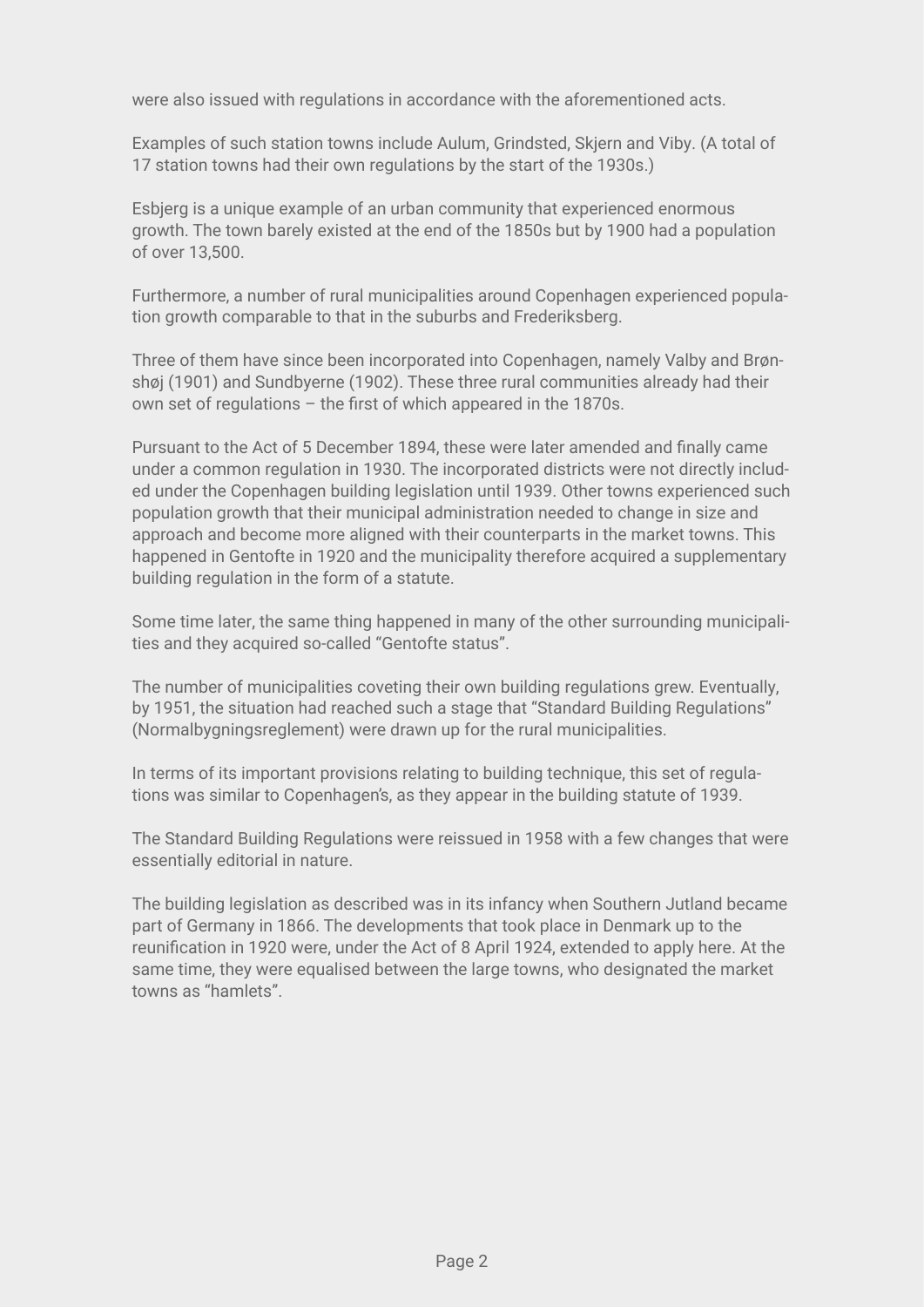were also issued with regulations in accordance with the aforementioned acts.

Examples of such station towns include Aulum, Grindsted, Skjern and Viby. (A total of 17 station towns had their own regulations by the start of the 1930s.)

Esbjerg is a unique example of an urban community that experienced enormous growth. The town barely existed at the end of the 1850s but by 1900 had a population of over 13,500.

Furthermore, a number of rural municipalities around Copenhagen experienced population growth comparable to that in the suburbs and Frederiksberg.

Three of them have since been incorporated into Copenhagen, namely Valby and Brønshøj (1901) and Sundbyerne (1902). These three rural communities already had their own set of regulations – the first of which appeared in the 1870s.

Pursuant to the Act of 5 December 1894, these were later amended and finally came under a common regulation in 1930. The incorporated districts were not directly included under the Copenhagen building legislation until 1939. Other towns experienced such population growth that their municipal administration needed to change in size and approach and become more aligned with their counterparts in the market towns. This happened in Gentofte in 1920 and the municipality therefore acquired a supplementary building regulation in the form of a statute.

Some time later, the same thing happened in many of the other surrounding municipalities and they acquired so-called "Gentofte status".

The number of municipalities coveting their own building regulations grew. Eventually, by 1951, the situation had reached such a stage that "Standard Building Regulations" (Normalbygningsreglement) were drawn up for the rural municipalities.

In terms of its important provisions relating to building technique, this set of regulations was similar to Copenhagen's, as they appear in the building statute of 1939.

The Standard Building Regulations were reissued in 1958 with a few changes that were essentially editorial in nature.

The building legislation as described was in its infancy when Southern Jutland became part of Germany in 1866. The developments that took place in Denmark up to the reunification in 1920 were, under the Act of 8 April 1924, extended to apply here. At the same time, they were equalised between the large towns, who designated the market towns as "hamlets".